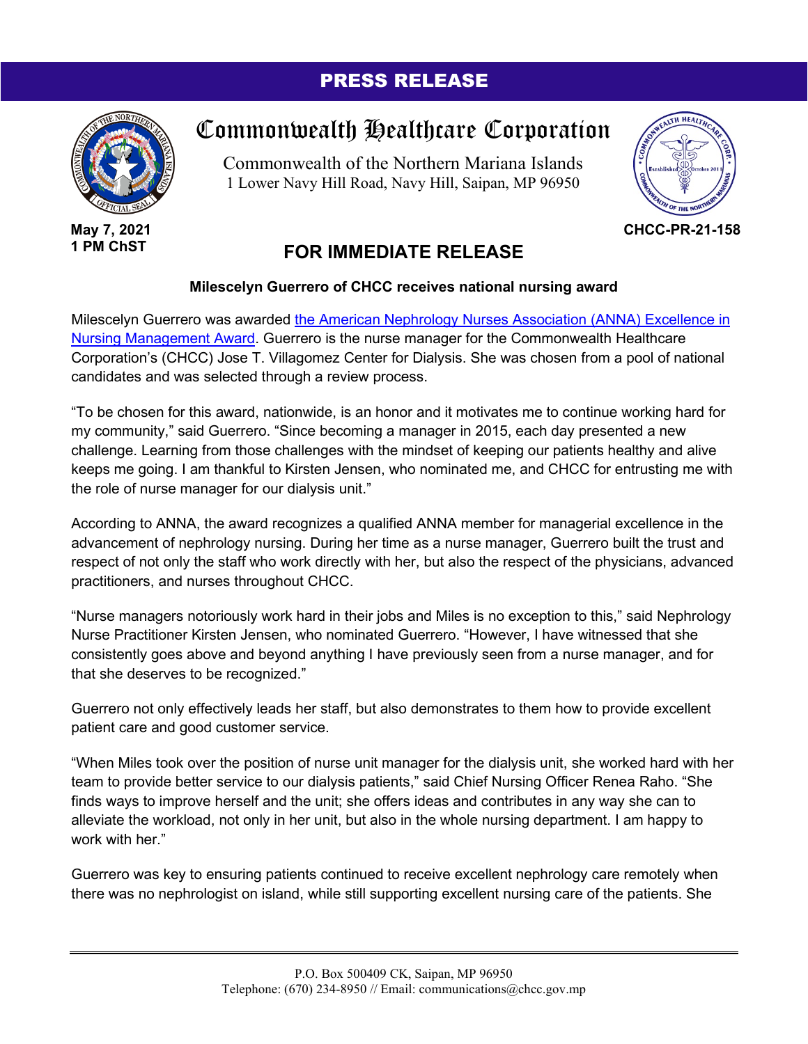**PRESS RELEASE**

# Commonwealth Healthcare Corporation

Commonwealth of the Northern Mariana Islands
1 Lower Navy Hill Road, Navy Hill, Saipan, MP 96950

**May 7, 2021**
**1 PM ChST**

**CHCC-PR-21-158**

## FOR IMMEDIATE RELEASE

**Milescelyn Guerrero of CHCC receives national nursing award**

Milescelyn Guerrero was awarded the American Nephrology Nurses Association (ANNA) Excellence in Nursing Management Award. Guerrero is the nurse manager for the Commonwealth Healthcare Corporation's (CHCC) Jose T. Villagomez Center for Dialysis. She was chosen from a pool of national candidates and was selected through a review process.

"To be chosen for this award, nationwide, is an honor and it motivates me to continue working hard for my community," said Guerrero. "Since becoming a manager in 2015, each day presented a new challenge. Learning from those challenges with the mindset of keeping our patients healthy and alive keeps me going. I am thankful to Kirsten Jensen, who nominated me, and CHCC for entrusting me with the role of nurse manager for our dialysis unit."

According to ANNA, the award recognizes a qualified ANNA member for managerial excellence in the advancement of nephrology nursing. During her time as a nurse manager, Guerrero built the trust and respect of not only the staff who work directly with her, but also the respect of the physicians, advanced practitioners, and nurses throughout CHCC.

"Nurse managers notoriously work hard in their jobs and Miles is no exception to this," said Nephrology Nurse Practitioner Kirsten Jensen, who nominated Guerrero. "However, I have witnessed that she consistently goes above and beyond anything I have previously seen from a nurse manager, and for that she deserves to be recognized."

Guerrero not only effectively leads her staff, but also demonstrates to them how to provide excellent patient care and good customer service.

"When Miles took over the position of nurse unit manager for the dialysis unit, she worked hard with her team to provide better service to our dialysis patients," said Chief Nursing Officer Renea Raho. "She finds ways to improve herself and the unit; she offers ideas and contributes in any way she can to alleviate the workload, not only in her unit, but also in the whole nursing department. I am happy to work with her."

Guerrero was key to ensuring patients continued to receive excellent nephrology care remotely when there was no nephrologist on island, while still supporting excellent nursing care of the patients. She

P.O. Box 500409 CK, Saipan, MP 96950
Telephone: (670) 234-8950 // Email: communications@chcc.gov.mp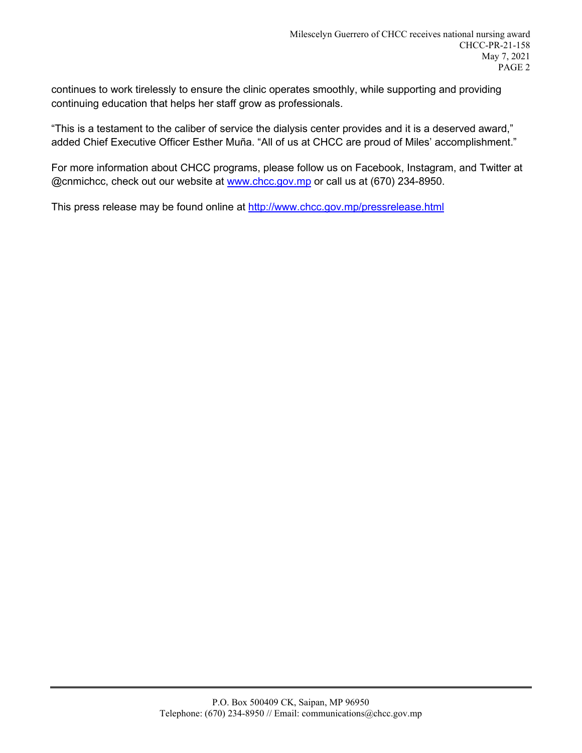continues to work tirelessly to ensure the clinic operates smoothly, while supporting and providing continuing education that helps her staff grow as professionals.

"This is a testament to the caliber of service the dialysis center provides and it is a deserved award," added Chief Executive Officer Esther Muña. "All of us at CHCC are proud of Miles' accomplishment."

For more information about CHCC programs, please follow us on Facebook, Instagram, and Twitter at @cnmichcc, check out our website at www.chcc.gov.mp or call us at (670) 234-8950.

This press release may be found online at http://www.chcc.gov.mp/pressrelease.html